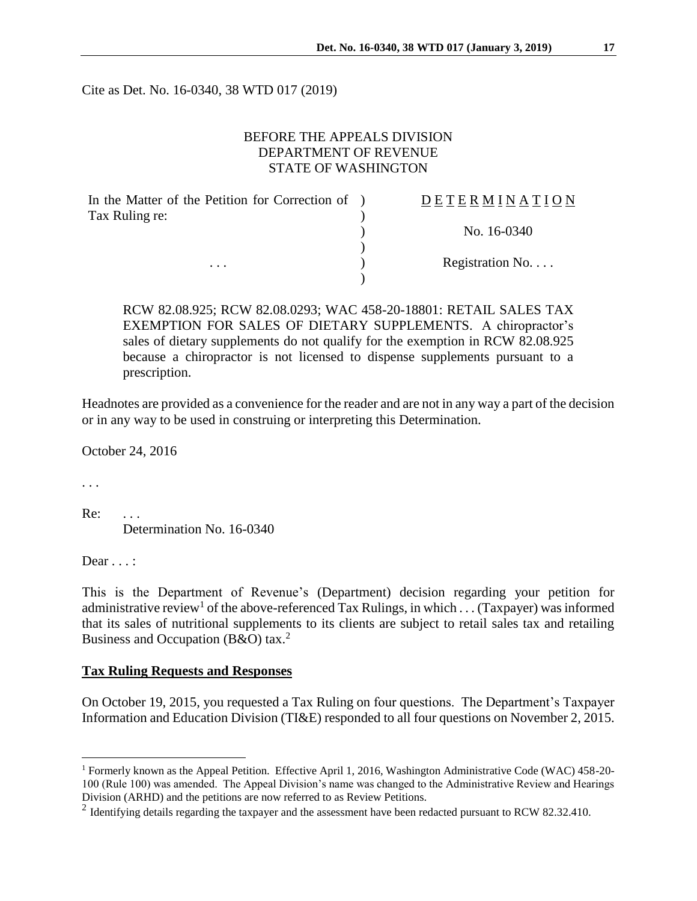Cite as Det. No. 16-0340, 38 WTD 017 (2019)

BEFORE THE APPEALS DIVISION
DEPARTMENT OF REVENUE
STATE OF WASHINGTON

| | | |
|---|---|---|
| In the Matter of the Petition for Correction of Tax Ruling re: | ) | D E T E R M I N A T I O N |
| | ) | No. 16-0340 |
| . . . | ) | Registration No. . . . |

RCW 82.08.925; RCW 82.08.0293; WAC 458-20-18801: RETAIL SALES TAX EXEMPTION FOR SALES OF DIETARY SUPPLEMENTS. A chiropractor's sales of dietary supplements do not qualify for the exemption in RCW 82.08.925 because a chiropractor is not licensed to dispense supplements pursuant to a prescription.

Headnotes are provided as a convenience for the reader and are not in any way a part of the decision or in any way to be used in construing or interpreting this Determination.

October 24, 2016

. . .

Re: . . .
Determination No. 16-0340

Dear . . . :

This is the Department of Revenue's (Department) decision regarding your petition for administrative review[1] of the above-referenced Tax Rulings, in which . . . (Taxpayer) was informed that its sales of nutritional supplements to its clients are subject to retail sales tax and retailing Business and Occupation (B&O) tax.[2]

## Tax Ruling Requests and Responses

On October 19, 2015, you requested a Tax Ruling on four questions. The Department's Taxpayer Information and Education Division (TI&E) responded to all four questions on November 2, 2015.

---

[1] Formerly known as the Appeal Petition. Effective April 1, 2016, Washington Administrative Code (WAC) 458-20-100 (Rule 100) was amended. The Appeal Division's name was changed to the Administrative Review and Hearings Division (ARHD) and the petitions are now referred to as Review Petitions.

[2] Identifying details regarding the taxpayer and the assessment have been redacted pursuant to RCW 82.32.410.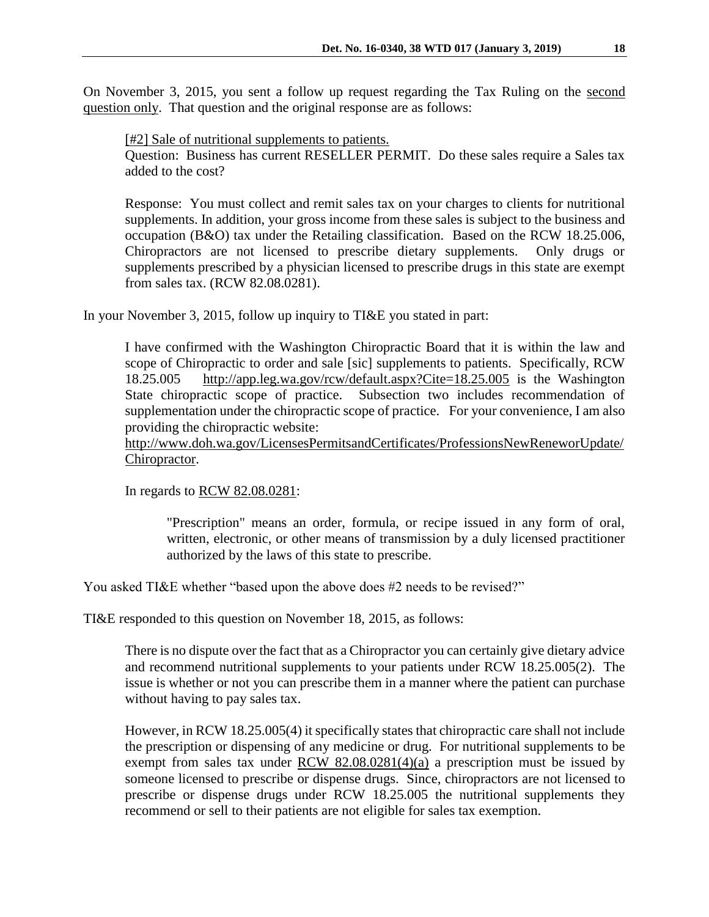On November 3, 2015, you sent a follow up request regarding the Tax Ruling on the second question only. That question and the original response are as follows:

> [#2] Sale of nutritional supplements to patients.
> Question: Business has current RESELLER PERMIT. Do these sales require a Sales tax added to the cost?
>
> Response: You must collect and remit sales tax on your charges to clients for nutritional supplements. In addition, your gross income from these sales is subject to the business and occupation (B&O) tax under the Retailing classification. Based on the RCW 18.25.006, Chiropractors are not licensed to prescribe dietary supplements. Only drugs or supplements prescribed by a physician licensed to prescribe drugs in this state are exempt from sales tax. (RCW 82.08.0281).

In your November 3, 2015, follow up inquiry to TI&E you stated in part:

> I have confirmed with the Washington Chiropractic Board that it is within the law and scope of Chiropractic to order and sale [sic] supplements to patients. Specifically, RCW 18.25.005 http://app.leg.wa.gov/rcw/default.aspx?Cite=18.25.005 is the Washington State chiropractic scope of practice. Subsection two includes recommendation of supplementation under the chiropractic scope of practice. For your convenience, I am also providing the chiropractic website:
> http://www.doh.wa.gov/LicensesPermitsandCertificates/ProfessionsNewReneworUpdate/Chiropractor.
>
> In regards to RCW 82.08.0281:
>
> > "Prescription" means an order, formula, or recipe issued in any form of oral, written, electronic, or other means of transmission by a duly licensed practitioner authorized by the laws of this state to prescribe.

You asked TI&E whether "based upon the above does #2 needs to be revised?"

TI&E responded to this question on November 18, 2015, as follows:

> There is no dispute over the fact that as a Chiropractor you can certainly give dietary advice and recommend nutritional supplements to your patients under RCW 18.25.005(2). The issue is whether or not you can prescribe them in a manner where the patient can purchase without having to pay sales tax.
>
> However, in RCW 18.25.005(4) it specifically states that chiropractic care shall not include the prescription or dispensing of any medicine or drug. For nutritional supplements to be exempt from sales tax under RCW 82.08.0281(4)(a) a prescription must be issued by someone licensed to prescribe or dispense drugs. Since, chiropractors are not licensed to prescribe or dispense drugs under RCW 18.25.005 the nutritional supplements they recommend or sell to their patients are not eligible for sales tax exemption.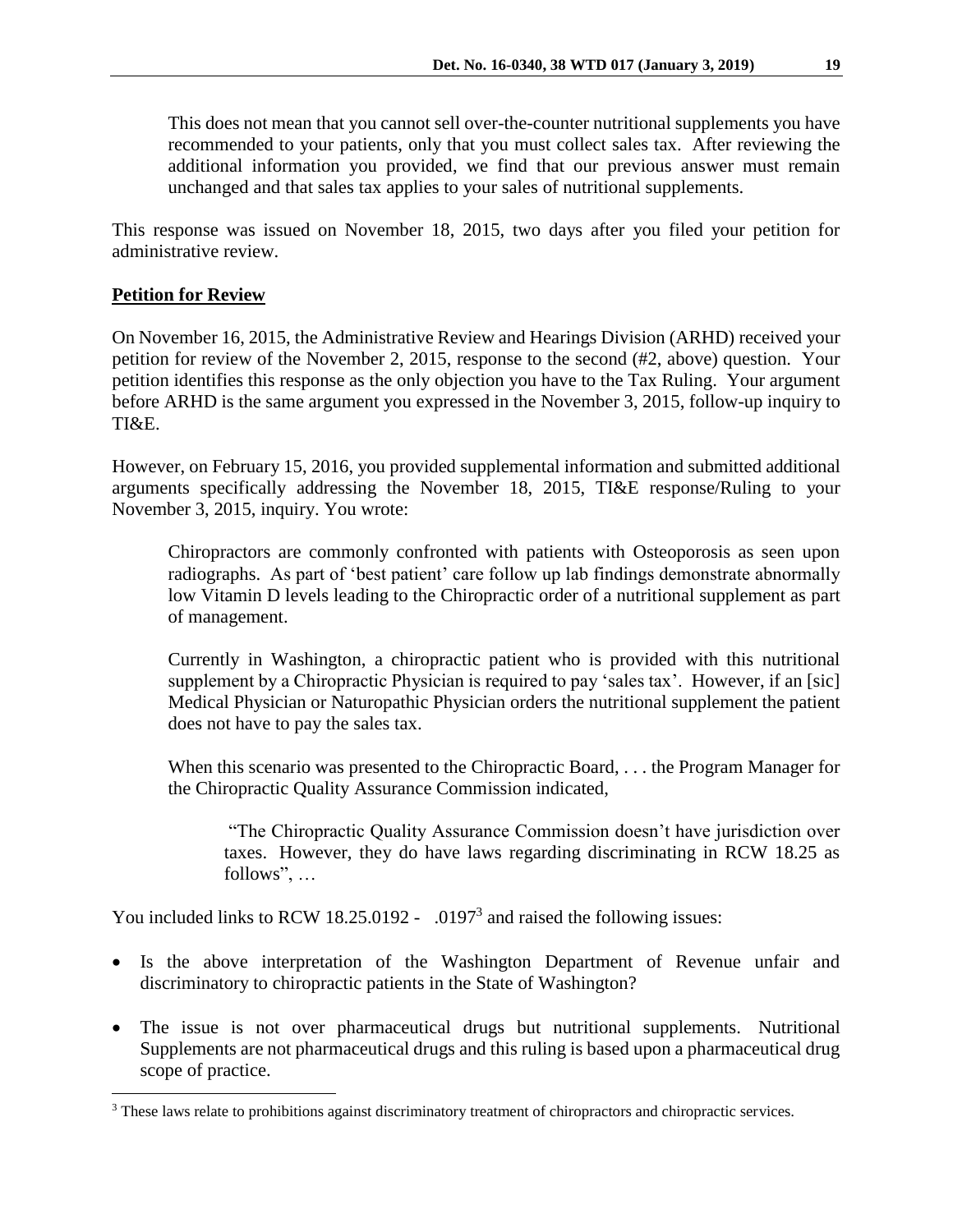> This does not mean that you cannot sell over-the-counter nutritional supplements you have recommended to your patients, only that you must collect sales tax. After reviewing the additional information you provided, we find that our previous answer must remain unchanged and that sales tax applies to your sales of nutritional supplements.

This response was issued on November 18, 2015, two days after you filed your petition for administrative review.

**Petition for Review**

On November 16, 2015, the Administrative Review and Hearings Division (ARHD) received your petition for review of the November 2, 2015, response to the second (#2, above) question. Your petition identifies this response as the only objection you have to the Tax Ruling. Your argument before ARHD is the same argument you expressed in the November 3, 2015, follow-up inquiry to TI&E.

However, on February 15, 2016, you provided supplemental information and submitted additional arguments specifically addressing the November 18, 2015, TI&E response/Ruling to your November 3, 2015, inquiry. You wrote:

> Chiropractors are commonly confronted with patients with Osteoporosis as seen upon radiographs. As part of 'best patient' care follow up lab findings demonstrate abnormally low Vitamin D levels leading to the Chiropractic order of a nutritional supplement as part of management.
>
> Currently in Washington, a chiropractic patient who is provided with this nutritional supplement by a Chiropractic Physician is required to pay 'sales tax'. However, if an [sic] Medical Physician or Naturopathic Physician orders the nutritional supplement the patient does not have to pay the sales tax.
>
> When this scenario was presented to the Chiropractic Board, . . . the Program Manager for the Chiropractic Quality Assurance Commission indicated,
>
> > "The Chiropractic Quality Assurance Commission doesn't have jurisdiction over taxes. However, they do have laws regarding discriminating in RCW 18.25 as follows", …

You included links to RCW 18.25.0192 - .0197[3] and raised the following issues:

- Is the above interpretation of the Washington Department of Revenue unfair and discriminatory to chiropractic patients in the State of Washington?
- The issue is not over pharmaceutical drugs but nutritional supplements. Nutritional Supplements are not pharmaceutical drugs and this ruling is based upon a pharmaceutical drug scope of practice.

[3] These laws relate to prohibitions against discriminatory treatment of chiropractors and chiropractic services.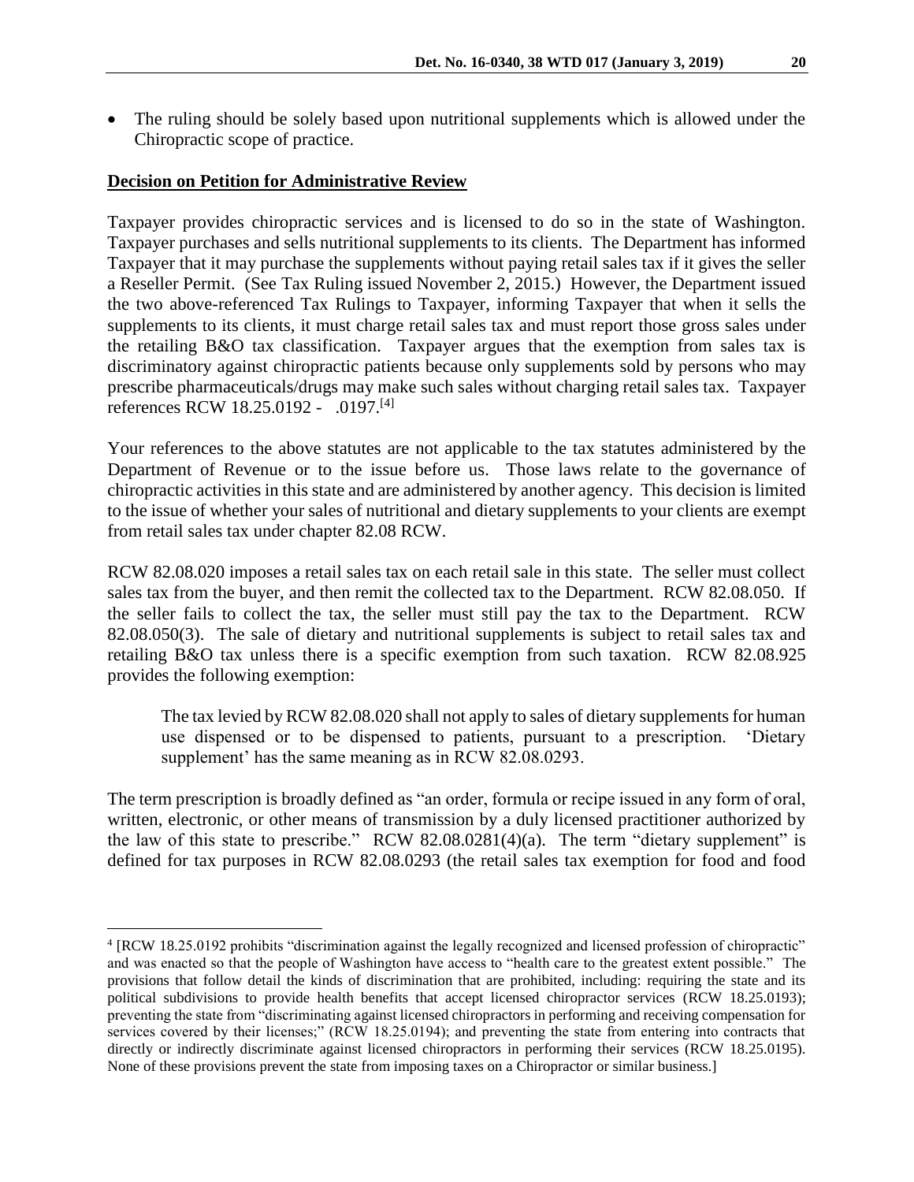- The ruling should be solely based upon nutritional supplements which is allowed under the Chiropractic scope of practice.

**Decision on Petition for Administrative Review**

Taxpayer provides chiropractic services and is licensed to do so in the state of Washington. Taxpayer purchases and sells nutritional supplements to its clients. The Department has informed Taxpayer that it may purchase the supplements without paying retail sales tax if it gives the seller a Reseller Permit. (See Tax Ruling issued November 2, 2015.) However, the Department issued the two above-referenced Tax Rulings to Taxpayer, informing Taxpayer that when it sells the supplements to its clients, it must charge retail sales tax and must report those gross sales under the retailing B&O tax classification. Taxpayer argues that the exemption from sales tax is discriminatory against chiropractic patients because only supplements sold by persons who may prescribe pharmaceuticals/drugs may make such sales without charging retail sales tax. Taxpayer references RCW 18.25.0192 - .0197.[4]

Your references to the above statutes are not applicable to the tax statutes administered by the Department of Revenue or to the issue before us. Those laws relate to the governance of chiropractic activities in this state and are administered by another agency. This decision is limited to the issue of whether your sales of nutritional and dietary supplements to your clients are exempt from retail sales tax under chapter 82.08 RCW.

RCW 82.08.020 imposes a retail sales tax on each retail sale in this state. The seller must collect sales tax from the buyer, and then remit the collected tax to the Department. RCW 82.08.050. If the seller fails to collect the tax, the seller must still pay the tax to the Department. RCW 82.08.050(3). The sale of dietary and nutritional supplements is subject to retail sales tax and retailing B&O tax unless there is a specific exemption from such taxation. RCW 82.08.925 provides the following exemption:

> The tax levied by RCW 82.08.020 shall not apply to sales of dietary supplements for human use dispensed or to be dispensed to patients, pursuant to a prescription. 'Dietary supplement' has the same meaning as in RCW 82.08.0293.

The term prescription is broadly defined as "an order, formula or recipe issued in any form of oral, written, electronic, or other means of transmission by a duly licensed practitioner authorized by the law of this state to prescribe." RCW 82.08.0281(4)(a). The term "dietary supplement" is defined for tax purposes in RCW 82.08.0293 (the retail sales tax exemption for food and food

---

[4] [RCW 18.25.0192 prohibits "discrimination against the legally recognized and licensed profession of chiropractic" and was enacted so that the people of Washington have access to "health care to the greatest extent possible." The provisions that follow detail the kinds of discrimination that are prohibited, including: requiring the state and its political subdivisions to provide health benefits that accept licensed chiropractor services (RCW 18.25.0193); preventing the state from "discriminating against licensed chiropractors in performing and receiving compensation for services covered by their licenses;" (RCW 18.25.0194); and preventing the state from entering into contracts that directly or indirectly discriminate against licensed chiropractors in performing their services (RCW 18.25.0195). None of these provisions prevent the state from imposing taxes on a Chiropractor or similar business.]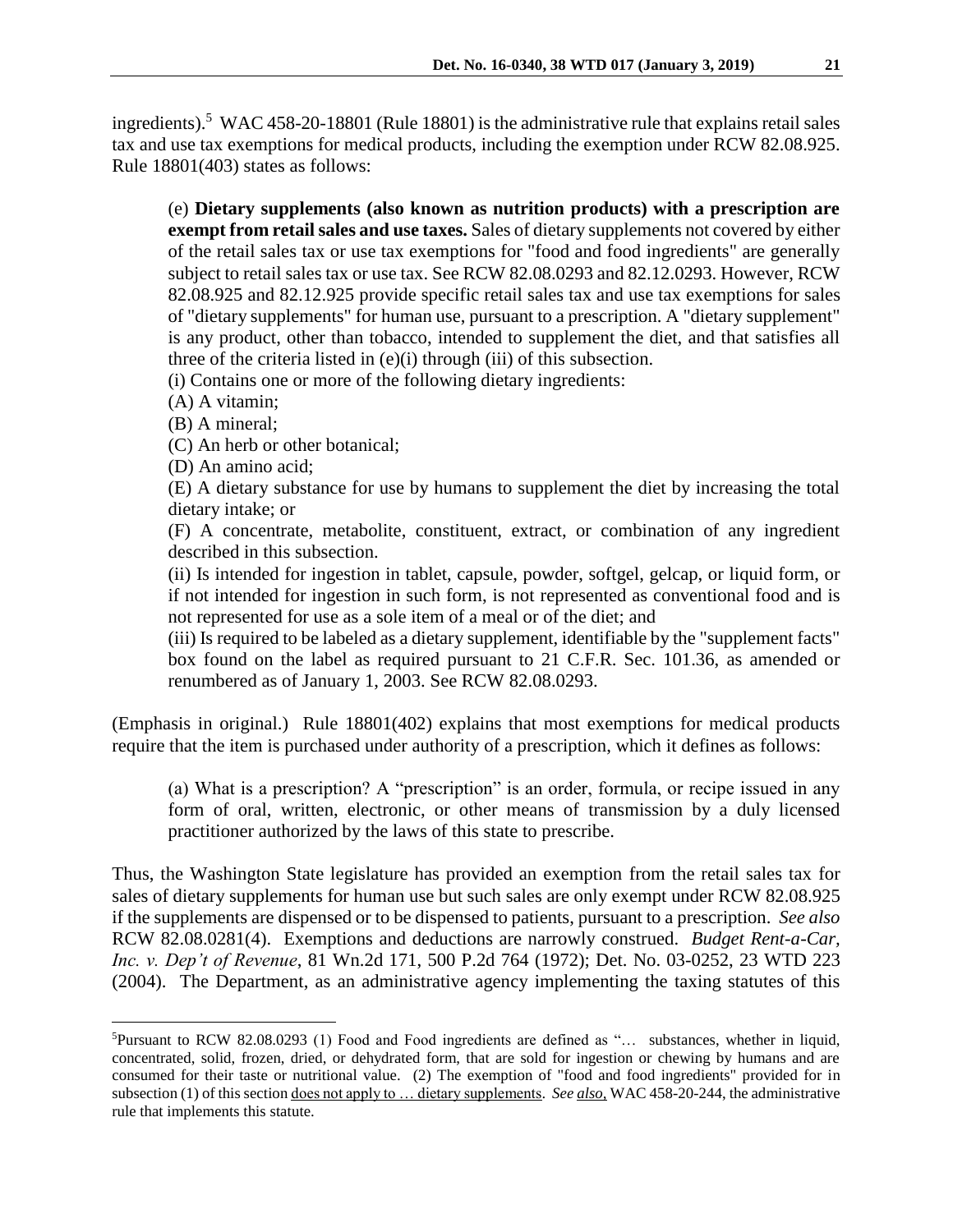ingredients).[5] WAC 458-20-18801 (Rule 18801) is the administrative rule that explains retail sales tax and use tax exemptions for medical products, including the exemption under RCW 82.08.925. Rule 18801(403) states as follows:

> (e) **Dietary supplements (also known as nutrition products) with a prescription are exempt from retail sales and use taxes.** Sales of dietary supplements not covered by either of the retail sales tax or use tax exemptions for "food and food ingredients" are generally subject to retail sales tax or use tax. See RCW 82.08.0293 and 82.12.0293. However, RCW 82.08.925 and 82.12.925 provide specific retail sales tax and use tax exemptions for sales of "dietary supplements" for human use, pursuant to a prescription. A "dietary supplement" is any product, other than tobacco, intended to supplement the diet, and that satisfies all three of the criteria listed in (e)(i) through (iii) of this subsection.
>
> (i) Contains one or more of the following dietary ingredients:
>
> (A) A vitamin;
>
> (B) A mineral;
>
> (C) An herb or other botanical;
>
> (D) An amino acid;
>
> (E) A dietary substance for use by humans to supplement the diet by increasing the total dietary intake; or
>
> (F) A concentrate, metabolite, constituent, extract, or combination of any ingredient described in this subsection.
>
> (ii) Is intended for ingestion in tablet, capsule, powder, softgel, gelcap, or liquid form, or if not intended for ingestion in such form, is not represented as conventional food and is not represented for use as a sole item of a meal or of the diet; and
>
> (iii) Is required to be labeled as a dietary supplement, identifiable by the "supplement facts" box found on the label as required pursuant to 21 C.F.R. Sec. 101.36, as amended or renumbered as of January 1, 2003. See RCW 82.08.0293.

(Emphasis in original.) Rule 18801(402) explains that most exemptions for medical products require that the item is purchased under authority of a prescription, which it defines as follows:

> (a) What is a prescription? A "prescription" is an order, formula, or recipe issued in any form of oral, written, electronic, or other means of transmission by a duly licensed practitioner authorized by the laws of this state to prescribe.

Thus, the Washington State legislature has provided an exemption from the retail sales tax for sales of dietary supplements for human use but such sales are only exempt under RCW 82.08.925 if the supplements are dispensed or to be dispensed to patients, pursuant to a prescription. *See also* RCW 82.08.0281(4). Exemptions and deductions are narrowly construed. *Budget Rent-a-Car, Inc. v. Dep't of Revenue*, 81 Wn.2d 171, 500 P.2d 764 (1972); Det. No. 03-0252, 23 WTD 223 (2004). The Department, as an administrative agency implementing the taxing statutes of this

---

[5] Pursuant to RCW 82.08.0293 (1) Food and Food ingredients are defined as "… substances, whether in liquid, concentrated, solid, frozen, dried, or dehydrated form, that are sold for ingestion or chewing by humans and are consumed for their taste or nutritional value. (2) The exemption of "food and food ingredients" provided for in subsection (1) of this section <u>does not apply to … dietary supplements</u>. *See <u>also</u>*, WAC 458-20-244, the administrative rule that implements this statute.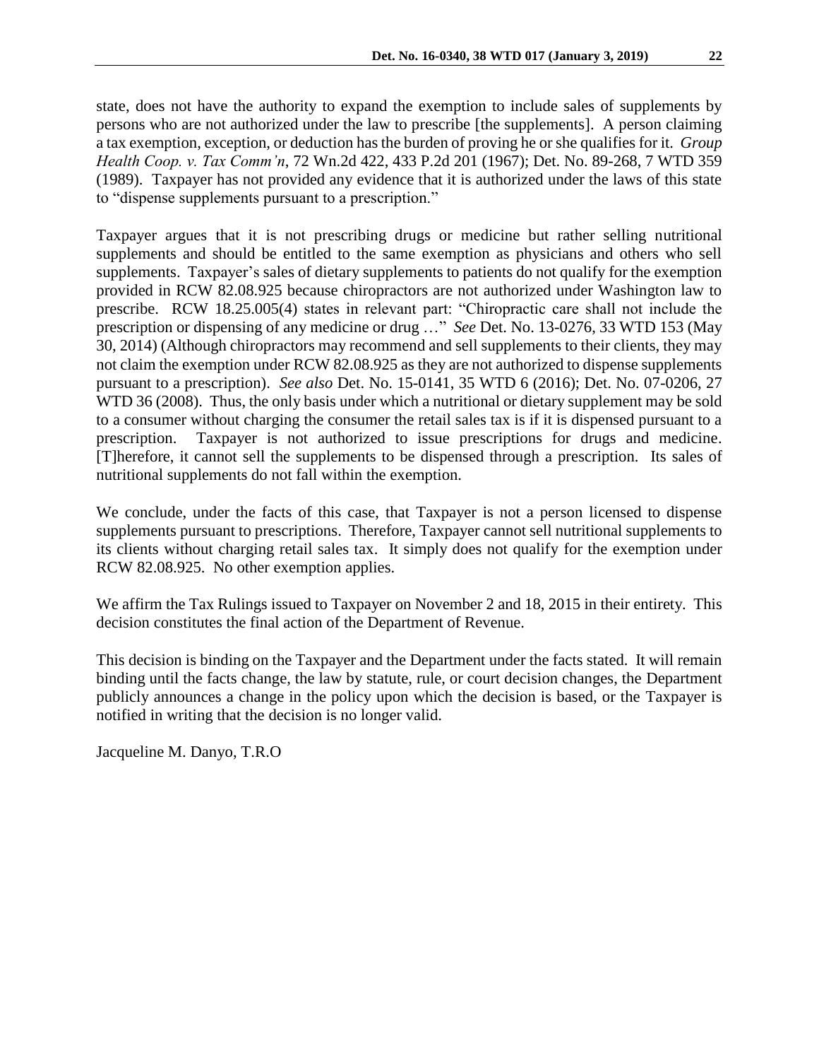state, does not have the authority to expand the exemption to include sales of supplements by persons who are not authorized under the law to prescribe [the supplements]. A person claiming a tax exemption, exception, or deduction has the burden of proving he or she qualifies for it. *Group Health Coop. v. Tax Comm'n*, 72 Wn.2d 422, 433 P.2d 201 (1967); Det. No. 89-268, 7 WTD 359 (1989). Taxpayer has not provided any evidence that it is authorized under the laws of this state to "dispense supplements pursuant to a prescription."

Taxpayer argues that it is not prescribing drugs or medicine but rather selling nutritional supplements and should be entitled to the same exemption as physicians and others who sell supplements. Taxpayer's sales of dietary supplements to patients do not qualify for the exemption provided in RCW 82.08.925 because chiropractors are not authorized under Washington law to prescribe. RCW 18.25.005(4) states in relevant part: "Chiropractic care shall not include the prescription or dispensing of any medicine or drug …" *See* Det. No. 13-0276, 33 WTD 153 (May 30, 2014) (Although chiropractors may recommend and sell supplements to their clients, they may not claim the exemption under RCW 82.08.925 as they are not authorized to dispense supplements pursuant to a prescription). *See also* Det. No. 15-0141, 35 WTD 6 (2016); Det. No. 07-0206, 27 WTD 36 (2008). Thus, the only basis under which a nutritional or dietary supplement may be sold to a consumer without charging the consumer the retail sales tax is if it is dispensed pursuant to a prescription. Taxpayer is not authorized to issue prescriptions for drugs and medicine. [T]herefore, it cannot sell the supplements to be dispensed through a prescription. Its sales of nutritional supplements do not fall within the exemption.

We conclude, under the facts of this case, that Taxpayer is not a person licensed to dispense supplements pursuant to prescriptions. Therefore, Taxpayer cannot sell nutritional supplements to its clients without charging retail sales tax. It simply does not qualify for the exemption under RCW 82.08.925. No other exemption applies.

We affirm the Tax Rulings issued to Taxpayer on November 2 and 18, 2015 in their entirety. This decision constitutes the final action of the Department of Revenue.

This decision is binding on the Taxpayer and the Department under the facts stated. It will remain binding until the facts change, the law by statute, rule, or court decision changes, the Department publicly announces a change in the policy upon which the decision is based, or the Taxpayer is notified in writing that the decision is no longer valid.

Jacqueline M. Danyo, T.R.O